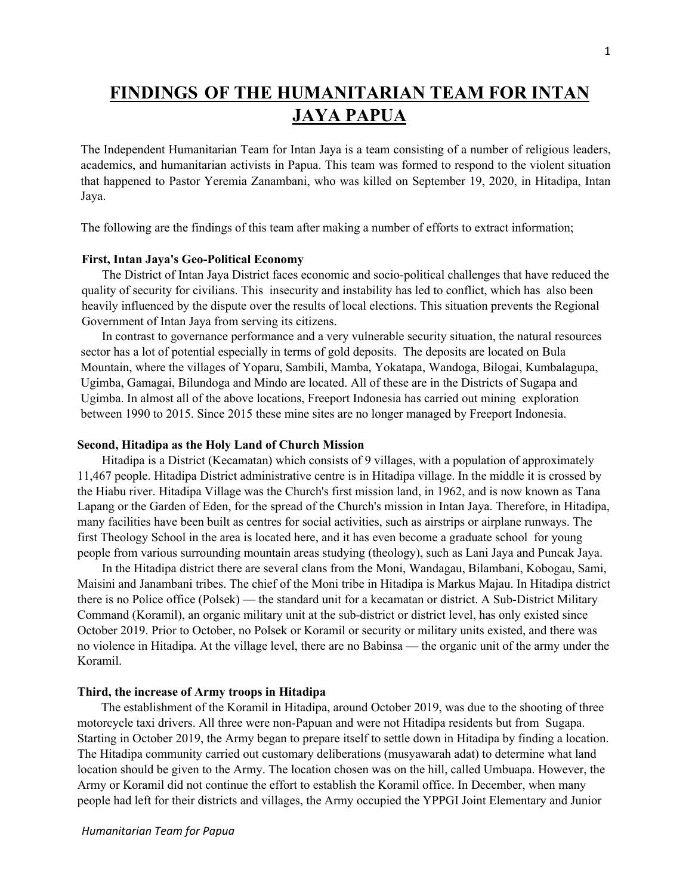# FINDINGS OF THE HUMANITARIAN TEAM FOR INTAN JAYA PAPUA

The Independent Humanitarian Team for Intan Jaya is a team consisting of a number of religious leaders, academics, and humanitarian activists in Papua. This team was formed to respond to the violent situation that happened to Pastor Yeremia Zanambani, who was killed on September 19, 2020, in Hitadipa, Intan Jaya.

The following are the findings of this team after making a number of efforts to extract information;

### First, Intan Jaya's Geo-Political Economy

The District of Intan Jaya District faces economic and socio-political challenges that have reduced the quality of security for civilians. This insecurity and instability has led to conflict, which has also been heavily influenced by the dispute over the results of local elections. This situation prevents the Regional Government of Intan Jaya from serving its citizens.

In contrast to governance performance and a very vulnerable security situation, the natural resources sector has a lot of potential especially in terms of gold deposits. The deposits are located on Bula Mountain, where the villages of Yoparu, Sambili, Mamba, Yokatapa, Wandoga, Bilogai, Kumbalagupa, Ugimba, Gamagai, Bilundoga and Mindo are located. All of these are in the Districts of Sugapa and Ugimba. In almost all of the above locations, Freeport Indonesia has carried out mining exploration between 1990 to 2015. Since 2015 these mine sites are no longer managed by Freeport Indonesia.

### Second, Hitadipa as the Holy Land of Church Mission

Hitadipa is a District (Kecamatan) which consists of 9 villages, with a population of approximately 11,467 people. Hitadipa District administrative centre is in Hitadipa village. In the middle it is crossed by the Hiabu river. Hitadipa Village was the Church's first mission land, in 1962, and is now known as Tana Lapang or the Garden of Eden, for the spread of the Church's mission in Intan Jaya. Therefore, in Hitadipa, many facilities have been built as centres for social activities, such as airstrips or airplane runways. The first Theology School in the area is located here, and it has even become a graduate school for young people from various surrounding mountain areas studying (theology), such as Lani Jaya and Puncak Jaya.

In the Hitadipa district there are several clans from the Moni, Wandagau, Bilambani, Kobogau, Sami, Maisini and Janambani tribes. The chief of the Moni tribe in Hitadipa is Markus Majau. In Hitadipa district there is no Police office (Polsek) — the standard unit for a kecamatan or district. A Sub-District Military Command (Koramil), an organic military unit at the sub-district or district level, has only existed since October 2019. Prior to October, no Polsek or Koramil or security or military units existed, and there was no violence in Hitadipa. At the village level, there are no Babinsa — the organic unit of the army under the Koramil.

### Third, the increase of Army troops in Hitadipa

The establishment of the Koramil in Hitadipa, around October 2019, was due to the shooting of three motorcycle taxi drivers. All three were non-Papuan and were not Hitadipa residents but from Sugapa. Starting in October 2019, the Army began to prepare itself to settle down in Hitadipa by finding a location. The Hitadipa community carried out customary deliberations (musyawarah adat) to determine what land location should be given to the Army. The location chosen was on the hill, called Umbuapa. However, the Army or Koramil did not continue the effort to establish the Koramil office. In December, when many people had left for their districts and villages, the Army occupied the YPPGI Joint Elementary and Junior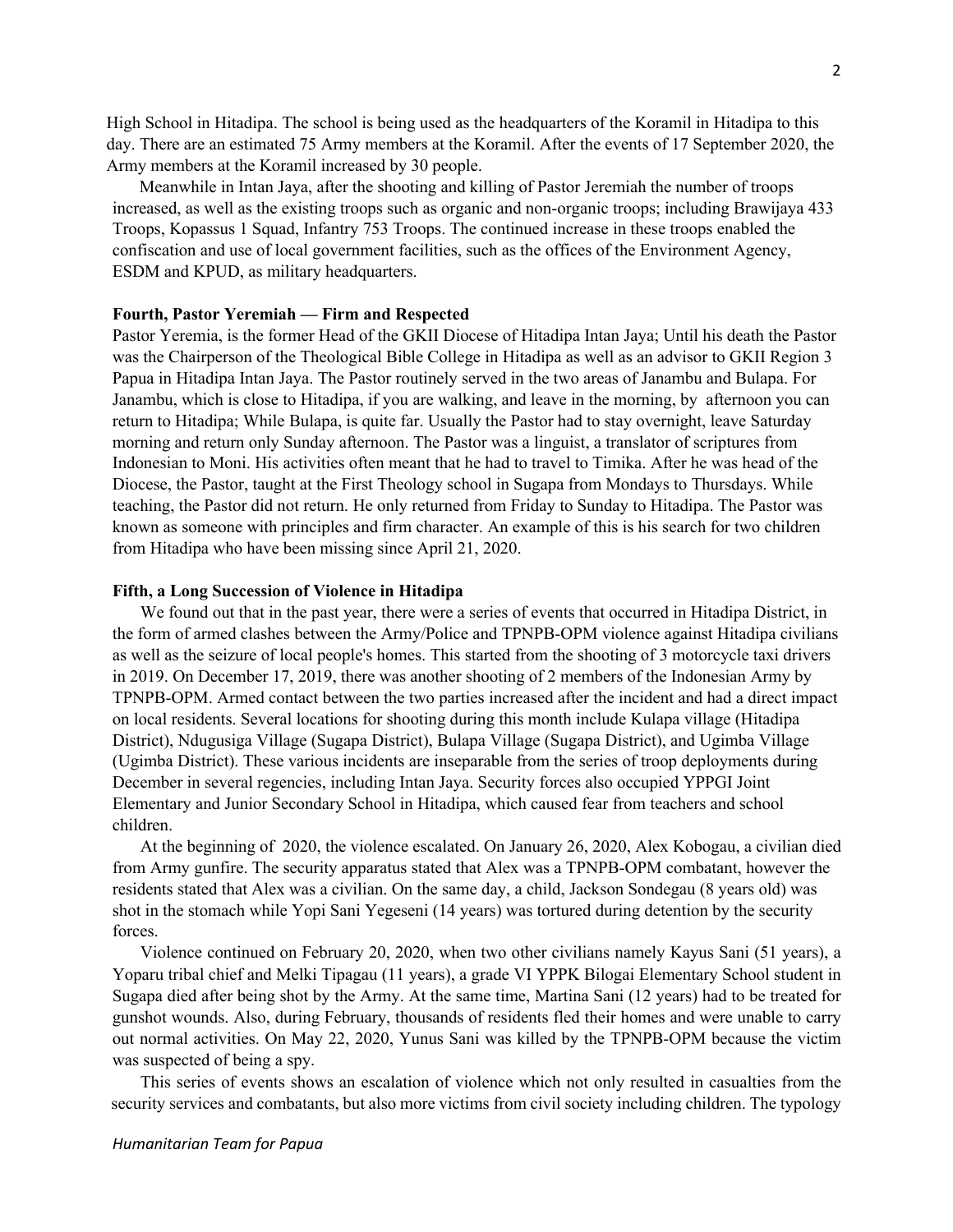High School in Hitadipa. The school is being used as the headquarters of the Koramil in Hitadipa to this day. There are an estimated 75 Army members at the Koramil. After the events of 17 September 2020, the Army members at the Koramil increased by 30 people.

Meanwhile in Intan Jaya, after the shooting and killing of Pastor Jeremiah the number of troops increased, as well as the existing troops such as organic and non-organic troops; including Brawijaya 433 Troops, Kopassus 1 Squad, Infantry 753 Troops. The continued increase in these troops enabled the confiscation and use of local government facilities, such as the offices of the Environment Agency, ESDM and KPUD, as military headquarters.

**Fourth, Pastor Yeremiah — Firm and Respected**

Pastor Yeremia, is the former Head of the GKII Diocese of Hitadipa Intan Jaya; Until his death the Pastor was the Chairperson of the Theological Bible College in Hitadipa as well as an advisor to GKII Region 3 Papua in Hitadipa Intan Jaya. The Pastor routinely served in the two areas of Janambu and Bulapa. For Janambu, which is close to Hitadipa, if you are walking, and leave in the morning, by afternoon you can return to Hitadipa; While Bulapa, is quite far. Usually the Pastor had to stay overnight, leave Saturday morning and return only Sunday afternoon. The Pastor was a linguist, a translator of scriptures from Indonesian to Moni. His activities often meant that he had to travel to Timika. After he was head of the Diocese, the Pastor, taught at the First Theology school in Sugapa from Mondays to Thursdays. While teaching, the Pastor did not return. He only returned from Friday to Sunday to Hitadipa. The Pastor was known as someone with principles and firm character. An example of this is his search for two children from Hitadipa who have been missing since April 21, 2020.

**Fifth, a Long Succession of Violence in Hitadipa**

We found out that in the past year, there were a series of events that occurred in Hitadipa District, in the form of armed clashes between the Army/Police and TPNPB-OPM violence against Hitadipa civilians as well as the seizure of local people's homes. This started from the shooting of 3 motorcycle taxi drivers in 2019. On December 17, 2019, there was another shooting of 2 members of the Indonesian Army by TPNPB-OPM. Armed contact between the two parties increased after the incident and had a direct impact on local residents. Several locations for shooting during this month include Kulapa village (Hitadipa District), Ndugusiga Village (Sugapa District), Bulapa Village (Sugapa District), and Ugimba Village (Ugimba District). These various incidents are inseparable from the series of troop deployments during December in several regencies, including Intan Jaya. Security forces also occupied YPPGI Joint Elementary and Junior Secondary School in Hitadipa, which caused fear from teachers and school children.

At the beginning of 2020, the violence escalated. On January 26, 2020, Alex Kobogau, a civilian died from Army gunfire. The security apparatus stated that Alex was a TPNPB-OPM combatant, however the residents stated that Alex was a civilian. On the same day, a child, Jackson Sondegau (8 years old) was shot in the stomach while Yopi Sani Yegeseni (14 years) was tortured during detention by the security forces.

Violence continued on February 20, 2020, when two other civilians namely Kayus Sani (51 years), a Yoparu tribal chief and Melki Tipagau (11 years), a grade VI YPPK Bilogai Elementary School student in Sugapa died after being shot by the Army. At the same time, Martina Sani (12 years) had to be treated for gunshot wounds. Also, during February, thousands of residents fled their homes and were unable to carry out normal activities. On May 22, 2020, Yunus Sani was killed by the TPNPB-OPM because the victim was suspected of being a spy.

This series of events shows an escalation of violence which not only resulted in casualties from the security services and combatants, but also more victims from civil society including children. The typology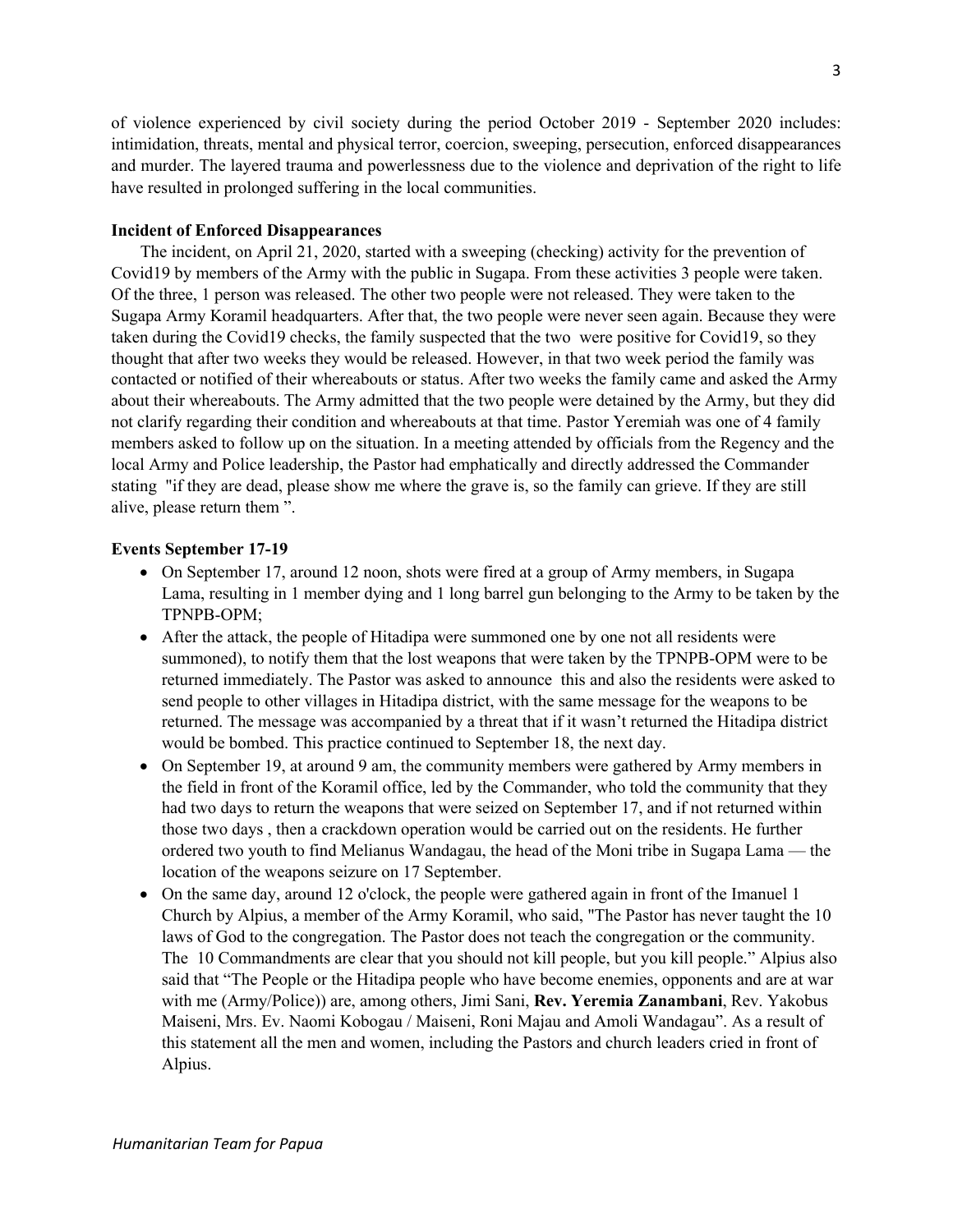of violence experienced by civil society during the period October 2019 - September 2020 includes: intimidation, threats, mental and physical terror, coercion, sweeping, persecution, enforced disappearances and murder. The layered trauma and powerlessness due to the violence and deprivation of the right to life have resulted in prolonged suffering in the local communities.

**Incident of Enforced Disappearances**

The incident, on April 21, 2020, started with a sweeping (checking) activity for the prevention of Covid19 by members of the Army with the public in Sugapa. From these activities 3 people were taken. Of the three, 1 person was released. The other two people were not released. They were taken to the Sugapa Army Koramil headquarters. After that, the two people were never seen again. Because they were taken during the Covid19 checks, the family suspected that the two were positive for Covid19, so they thought that after two weeks they would be released. However, in that two week period the family was contacted or notified of their whereabouts or status. After two weeks the family came and asked the Army about their whereabouts. The Army admitted that the two people were detained by the Army, but they did not clarify regarding their condition and whereabouts at that time. Pastor Yeremiah was one of 4 family members asked to follow up on the situation. In a meeting attended by officials from the Regency and the local Army and Police leadership, the Pastor had emphatically and directly addressed the Commander stating "if they are dead, please show me where the grave is, so the family can grieve. If they are still alive, please return them ".

**Events September 17-19**

- On September 17, around 12 noon, shots were fired at a group of Army members, in Sugapa Lama, resulting in 1 member dying and 1 long barrel gun belonging to the Army to be taken by the TPNPB-OPM;
- After the attack, the people of Hitadipa were summoned one by one not all residents were summoned), to notify them that the lost weapons that were taken by the TPNPB-OPM were to be returned immediately. The Pastor was asked to announce this and also the residents were asked to send people to other villages in Hitadipa district, with the same message for the weapons to be returned. The message was accompanied by a threat that if it wasn't returned the Hitadipa district would be bombed. This practice continued to September 18, the next day.
- On September 19, at around 9 am, the community members were gathered by Army members in the field in front of the Koramil office, led by the Commander, who told the community that they had two days to return the weapons that were seized on September 17, and if not returned within those two days , then a crackdown operation would be carried out on the residents. He further ordered two youth to find Melianus Wandagau, the head of the Moni tribe in Sugapa Lama — the location of the weapons seizure on 17 September.
- On the same day, around 12 o'clock, the people were gathered again in front of the Imanuel 1 Church by Alpius, a member of the Army Koramil, who said, "The Pastor has never taught the 10 laws of God to the congregation. The Pastor does not teach the congregation or the community. The 10 Commandments are clear that you should not kill people, but you kill people." Alpius also said that "The People or the Hitadipa people who have become enemies, opponents and are at war with me (Army/Police)) are, among others, Jimi Sani, **Rev. Yeremia Zanambani**, Rev. Yakobus Maiseni, Mrs. Ev. Naomi Kobogau / Maiseni, Roni Majau and Amoli Wandagau". As a result of this statement all the men and women, including the Pastors and church leaders cried in front of Alpius.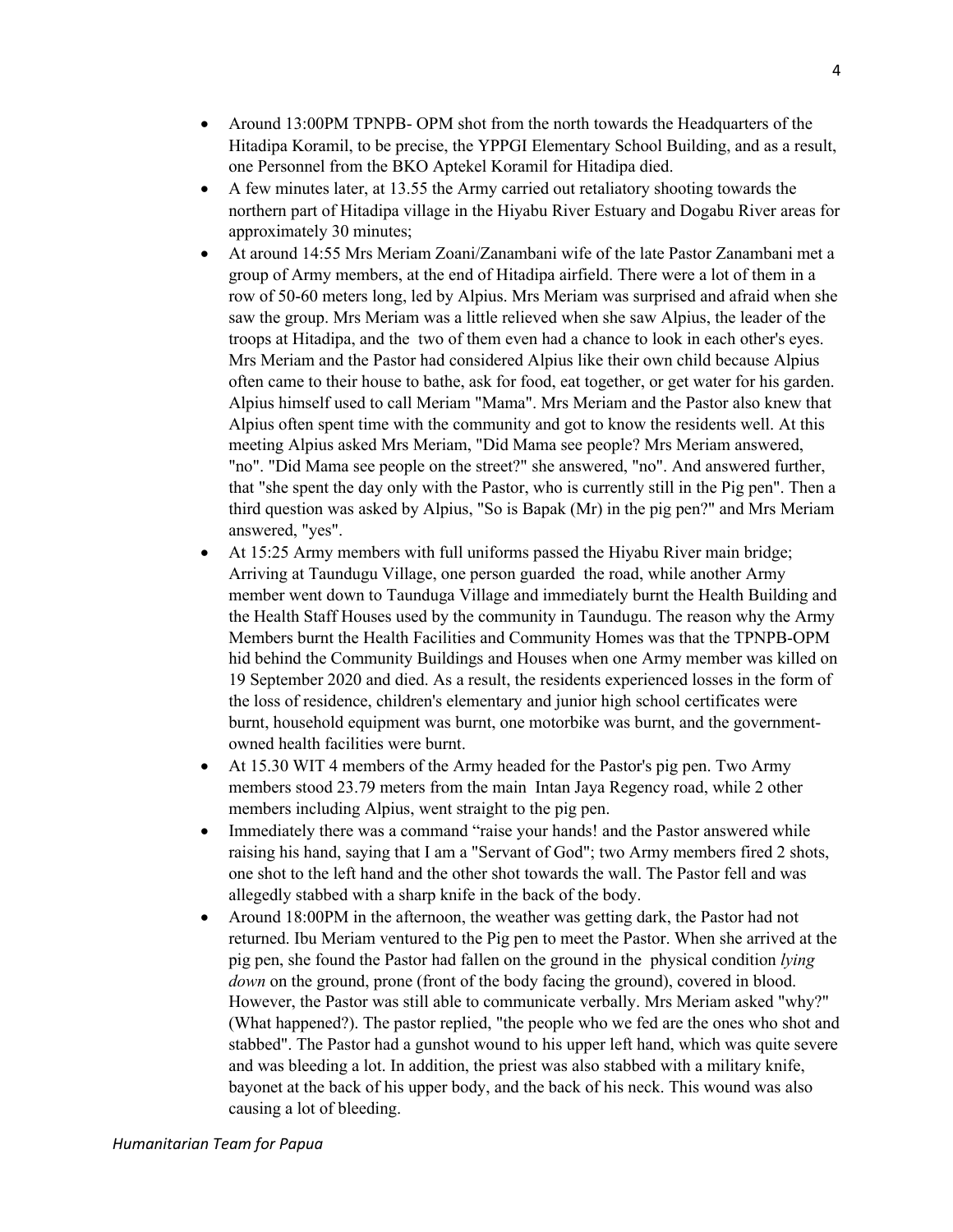- Around 13:00PM TPNPB- OPM shot from the north towards the Headquarters of the Hitadipa Koramil, to be precise, the YPPGI Elementary School Building, and as a result, one Personnel from the BKO Aptekel Koramil for Hitadipa died.
- A few minutes later, at 13.55 the Army carried out retaliatory shooting towards the northern part of Hitadipa village in the Hiyabu River Estuary and Dogabu River areas for approximately 30 minutes;
- At around 14:55 Mrs Meriam Zoani/Zanambani wife of the late Pastor Zanambani met a group of Army members, at the end of Hitadipa airfield. There were a lot of them in a row of 50-60 meters long, led by Alpius. Mrs Meriam was surprised and afraid when she saw the group. Mrs Meriam was a little relieved when she saw Alpius, the leader of the troops at Hitadipa, and the two of them even had a chance to look in each other's eyes. Mrs Meriam and the Pastor had considered Alpius like their own child because Alpius often came to their house to bathe, ask for food, eat together, or get water for his garden. Alpius himself used to call Meriam "Mama". Mrs Meriam and the Pastor also knew that Alpius often spent time with the community and got to know the residents well. At this meeting Alpius asked Mrs Meriam, "Did Mama see people? Mrs Meriam answered, "no". "Did Mama see people on the street?" she answered, "no". And answered further, that "she spent the day only with the Pastor, who is currently still in the Pig pen". Then a third question was asked by Alpius, "So is Bapak (Mr) in the pig pen?" and Mrs Meriam answered, "yes".
- At 15:25 Army members with full uniforms passed the Hiyabu River main bridge; Arriving at Taundugu Village, one person guarded the road, while another Army member went down to Taunduga Village and immediately burnt the Health Building and the Health Staff Houses used by the community in Taundugu. The reason why the Army Members burnt the Health Facilities and Community Homes was that the TPNPB-OPM hid behind the Community Buildings and Houses when one Army member was killed on 19 September 2020 and died. As a result, the residents experienced losses in the form of the loss of residence, children's elementary and junior high school certificates were burnt, household equipment was burnt, one motorbike was burnt, and the government-owned health facilities were burnt.
- At 15.30 WIT 4 members of the Army headed for the Pastor's pig pen. Two Army members stood 23.79 meters from the main Intan Jaya Regency road, while 2 other members including Alpius, went straight to the pig pen.
- Immediately there was a command "raise your hands! and the Pastor answered while raising his hand, saying that I am a "Servant of God"; two Army members fired 2 shots, one shot to the left hand and the other shot towards the wall. The Pastor fell and was allegedly stabbed with a sharp knife in the back of the body.
- Around 18:00PM in the afternoon, the weather was getting dark, the Pastor had not returned. Ibu Meriam ventured to the Pig pen to meet the Pastor. When she arrived at the pig pen, she found the Pastor had fallen on the ground in the physical condition *lying down* on the ground, prone (front of the body facing the ground), covered in blood. However, the Pastor was still able to communicate verbally. Mrs Meriam asked "why?" (What happened?). The pastor replied, "the people who we fed are the ones who shot and stabbed". The Pastor had a gunshot wound to his upper left hand, which was quite severe and was bleeding a lot. In addition, the priest was also stabbed with a military knife, bayonet at the back of his upper body, and the back of his neck. This wound was also causing a lot of bleeding.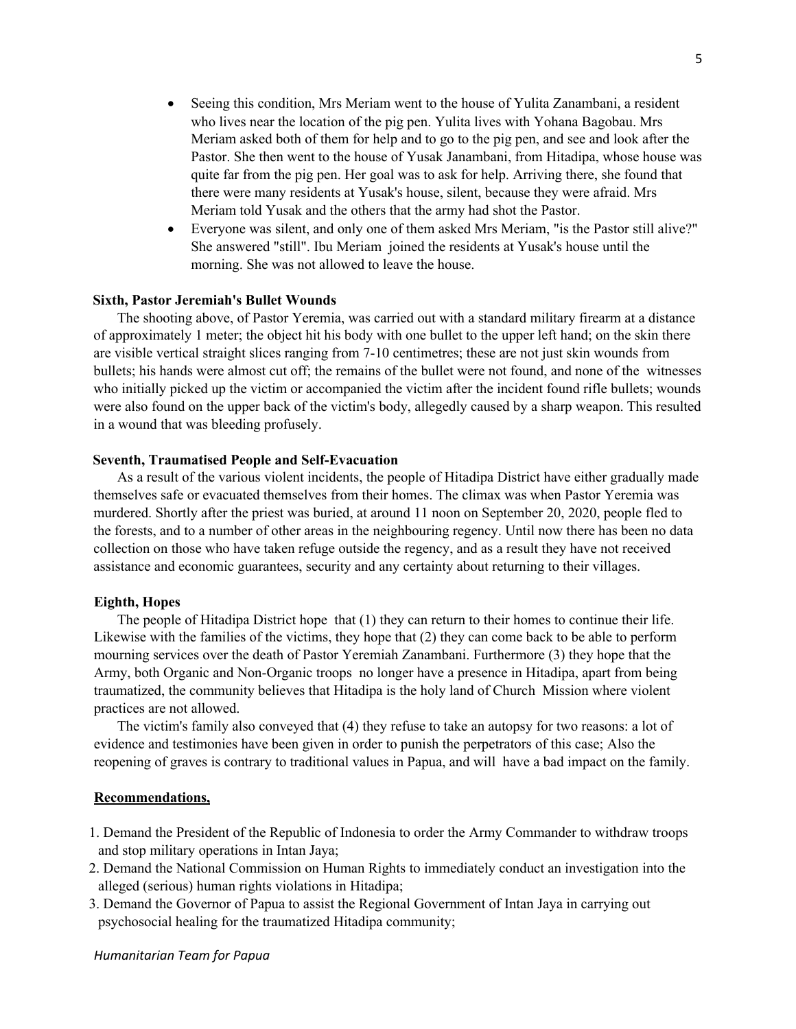- Seeing this condition, Mrs Meriam went to the house of Yulita Zanambani, a resident who lives near the location of the pig pen. Yulita lives with Yohana Bagobau. Mrs Meriam asked both of them for help and to go to the pig pen, and see and look after the Pastor. She then went to the house of Yusak Janambani, from Hitadipa, whose house was quite far from the pig pen. Her goal was to ask for help. Arriving there, she found that there were many residents at Yusak's house, silent, because they were afraid. Mrs Meriam told Yusak and the others that the army had shot the Pastor.
- Everyone was silent, and only one of them asked Mrs Meriam, "is the Pastor still alive?" She answered "still". Ibu Meriam joined the residents at Yusak's house until the morning. She was not allowed to leave the house.

**Sixth, Pastor Jeremiah's Bullet Wounds**

The shooting above, of Pastor Yeremia, was carried out with a standard military firearm at a distance of approximately 1 meter; the object hit his body with one bullet to the upper left hand; on the skin there are visible vertical straight slices ranging from 7-10 centimetres; these are not just skin wounds from bullets; his hands were almost cut off; the remains of the bullet were not found, and none of the witnesses who initially picked up the victim or accompanied the victim after the incident found rifle bullets; wounds were also found on the upper back of the victim's body, allegedly caused by a sharp weapon. This resulted in a wound that was bleeding profusely.

**Seventh, Traumatised People and Self-Evacuation**

As a result of the various violent incidents, the people of Hitadipa District have either gradually made themselves safe or evacuated themselves from their homes. The climax was when Pastor Yeremia was murdered. Shortly after the priest was buried, at around 11 noon on September 20, 2020, people fled to the forests, and to a number of other areas in the neighbouring regency. Until now there has been no data collection on those who have taken refuge outside the regency, and as a result they have not received assistance and economic guarantees, security and any certainty about returning to their villages.

**Eighth, Hopes**

The people of Hitadipa District hope that (1) they can return to their homes to continue their life. Likewise with the families of the victims, they hope that (2) they can come back to be able to perform mourning services over the death of Pastor Yeremiah Zanambani. Furthermore (3) they hope that the Army, both Organic and Non-Organic troops no longer have a presence in Hitadipa, apart from being traumatized, the community believes that Hitadipa is the holy land of Church Mission where violent practices are not allowed.

The victim's family also conveyed that (4) they refuse to take an autopsy for two reasons: a lot of evidence and testimonies have been given in order to punish the perpetrators of this case; Also the reopening of graves is contrary to traditional values in Papua, and will have a bad impact on the family.

**<u>Recommendations,</u>**

1. Demand the President of the Republic of Indonesia to order the Army Commander to withdraw troops and stop military operations in Intan Jaya;
2. Demand the National Commission on Human Rights to immediately conduct an investigation into the alleged (serious) human rights violations in Hitadipa;
3. Demand the Governor of Papua to assist the Regional Government of Intan Jaya in carrying out psychosocial healing for the traumatized Hitadipa community;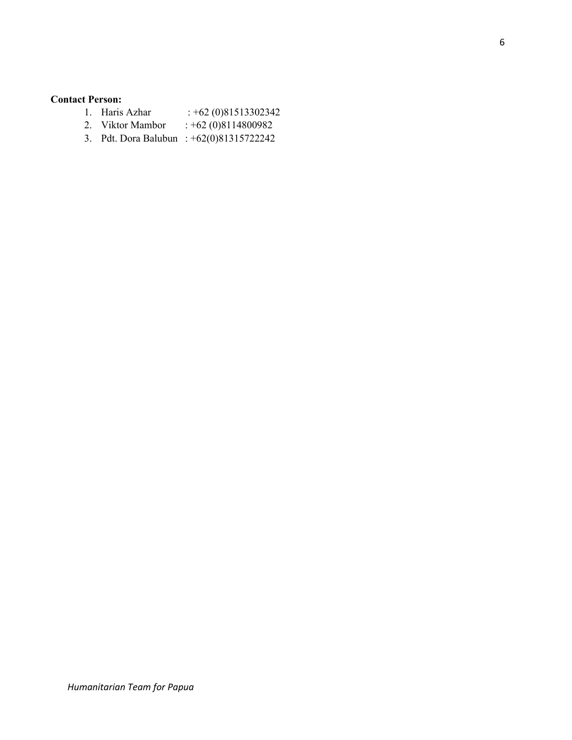**Contact Person:**

1. Haris Azhar : +62 (0)81513302342
2. Viktor Mambor : +62 (0)8114800982
3. Pdt. Dora Balubun : +62(0)81315722242